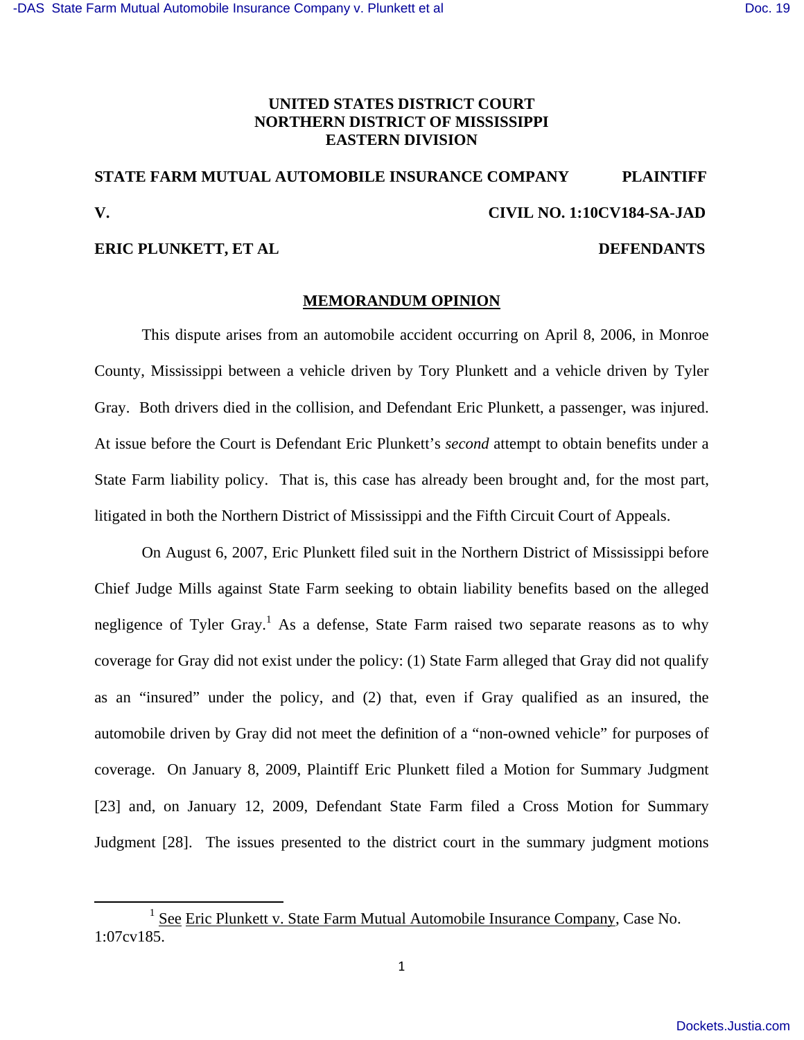**UNITED STATES DISTRICT COURT**
**NORTHERN DISTRICT OF MISSISSIPPI**
**EASTERN DIVISION**

**STATE FARM MUTUAL AUTOMOBILE INSURANCE COMPANY PLAINTIFF**

**V. CIVIL NO. 1:10CV184-SA-JAD**

**ERIC PLUNKETT, ET AL DEFENDANTS**

## MEMORANDUM OPINION

This dispute arises from an automobile accident occurring on April 8, 2006, in Monroe County, Mississippi between a vehicle driven by Tory Plunkett and a vehicle driven by Tyler Gray. Both drivers died in the collision, and Defendant Eric Plunkett, a passenger, was injured. At issue before the Court is Defendant Eric Plunkett's *second* attempt to obtain benefits under a State Farm liability policy. That is, this case has already been brought and, for the most part, litigated in both the Northern District of Mississippi and the Fifth Circuit Court of Appeals.

On August 6, 2007, Eric Plunkett filed suit in the Northern District of Mississippi before Chief Judge Mills against State Farm seeking to obtain liability benefits based on the alleged negligence of Tyler Gray.[1] As a defense, State Farm raised two separate reasons as to why coverage for Gray did not exist under the policy: (1) State Farm alleged that Gray did not qualify as an "insured" under the policy, and (2) that, even if Gray qualified as an insured, the automobile driven by Gray did not meet the definition of a "non-owned vehicle" for purposes of coverage. On January 8, 2009, Plaintiff Eric Plunkett filed a Motion for Summary Judgment [23] and, on January 12, 2009, Defendant State Farm filed a Cross Motion for Summary Judgment [28]. The issues presented to the district court in the summary judgment motions

---

[1] See Eric Plunkett v. State Farm Mutual Automobile Insurance Company, Case No. 1:07cv185.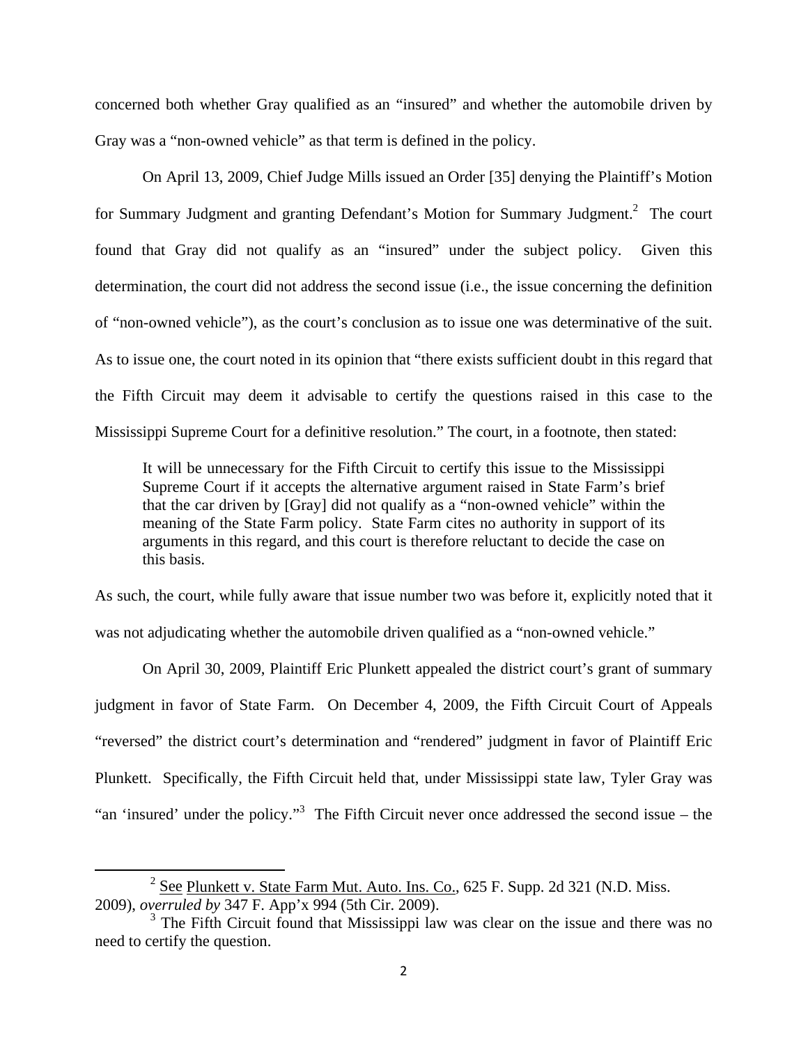concerned both whether Gray qualified as an "insured" and whether the automobile driven by Gray was a "non-owned vehicle" as that term is defined in the policy.

On April 13, 2009, Chief Judge Mills issued an Order [35] denying the Plaintiff's Motion for Summary Judgment and granting Defendant's Motion for Summary Judgment.[2] The court found that Gray did not qualify as an "insured" under the subject policy. Given this determination, the court did not address the second issue (i.e., the issue concerning the definition of "non-owned vehicle"), as the court's conclusion as to issue one was determinative of the suit. As to issue one, the court noted in its opinion that "there exists sufficient doubt in this regard that the Fifth Circuit may deem it advisable to certify the questions raised in this case to the Mississippi Supreme Court for a definitive resolution." The court, in a footnote, then stated:

> It will be unnecessary for the Fifth Circuit to certify this issue to the Mississippi Supreme Court if it accepts the alternative argument raised in State Farm's brief that the car driven by [Gray] did not qualify as a "non-owned vehicle" within the meaning of the State Farm policy. State Farm cites no authority in support of its arguments in this regard, and this court is therefore reluctant to decide the case on this basis.

As such, the court, while fully aware that issue number two was before it, explicitly noted that it was not adjudicating whether the automobile driven qualified as a "non-owned vehicle."

On April 30, 2009, Plaintiff Eric Plunkett appealed the district court's grant of summary judgment in favor of State Farm. On December 4, 2009, the Fifth Circuit Court of Appeals "reversed" the district court's determination and "rendered" judgment in favor of Plaintiff Eric Plunkett. Specifically, the Fifth Circuit held that, under Mississippi state law, Tyler Gray was "an 'insured' under the policy."[3] The Fifth Circuit never once addressed the second issue – the

---

[2] See Plunkett v. State Farm Mut. Auto. Ins. Co., 625 F. Supp. 2d 321 (N.D. Miss. 2009), *overruled by* 347 F. App'x 994 (5th Cir. 2009).

[3] The Fifth Circuit found that Mississippi law was clear on the issue and there was no need to certify the question.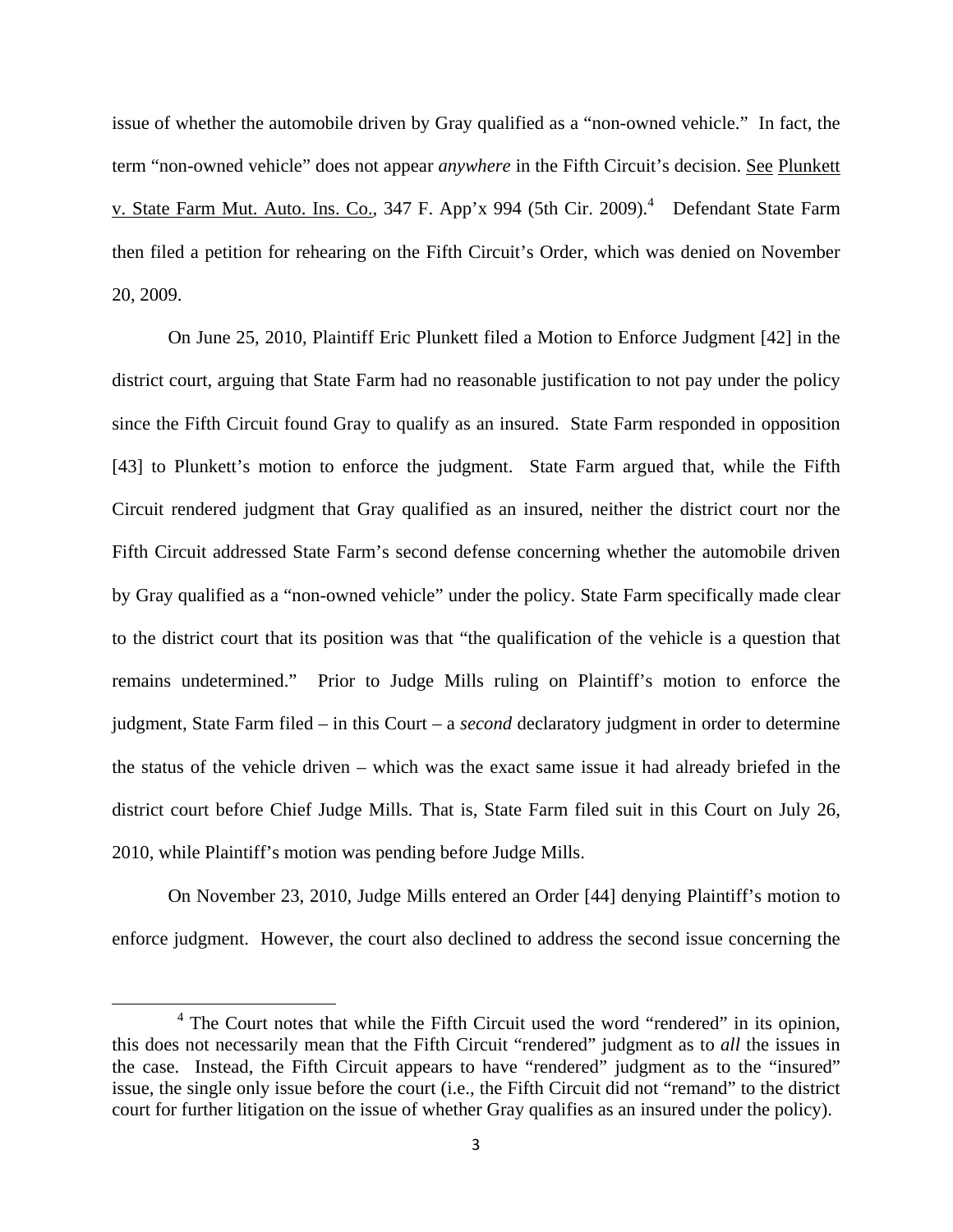issue of whether the automobile driven by Gray qualified as a "non-owned vehicle." In fact, the term "non-owned vehicle" does not appear *anywhere* in the Fifth Circuit's decision. See Plunkett v. State Farm Mut. Auto. Ins. Co., 347 F. App'x 994 (5th Cir. 2009).[4] Defendant State Farm then filed a petition for rehearing on the Fifth Circuit's Order, which was denied on November 20, 2009.

On June 25, 2010, Plaintiff Eric Plunkett filed a Motion to Enforce Judgment [42] in the district court, arguing that State Farm had no reasonable justification to not pay under the policy since the Fifth Circuit found Gray to qualify as an insured. State Farm responded in opposition [43] to Plunkett's motion to enforce the judgment. State Farm argued that, while the Fifth Circuit rendered judgment that Gray qualified as an insured, neither the district court nor the Fifth Circuit addressed State Farm's second defense concerning whether the automobile driven by Gray qualified as a "non-owned vehicle" under the policy. State Farm specifically made clear to the district court that its position was that "the qualification of the vehicle is a question that remains undetermined." Prior to Judge Mills ruling on Plaintiff's motion to enforce the judgment, State Farm filed – in this Court – a *second* declaratory judgment in order to determine the status of the vehicle driven – which was the exact same issue it had already briefed in the district court before Chief Judge Mills. That is, State Farm filed suit in this Court on July 26, 2010, while Plaintiff's motion was pending before Judge Mills.

On November 23, 2010, Judge Mills entered an Order [44] denying Plaintiff's motion to enforce judgment. However, the court also declined to address the second issue concerning the

---

[4] The Court notes that while the Fifth Circuit used the word "rendered" in its opinion, this does not necessarily mean that the Fifth Circuit "rendered" judgment as to *all* the issues in the case. Instead, the Fifth Circuit appears to have "rendered" judgment as to the "insured" issue, the single only issue before the court (i.e., the Fifth Circuit did not "remand" to the district court for further litigation on the issue of whether Gray qualifies as an insured under the policy).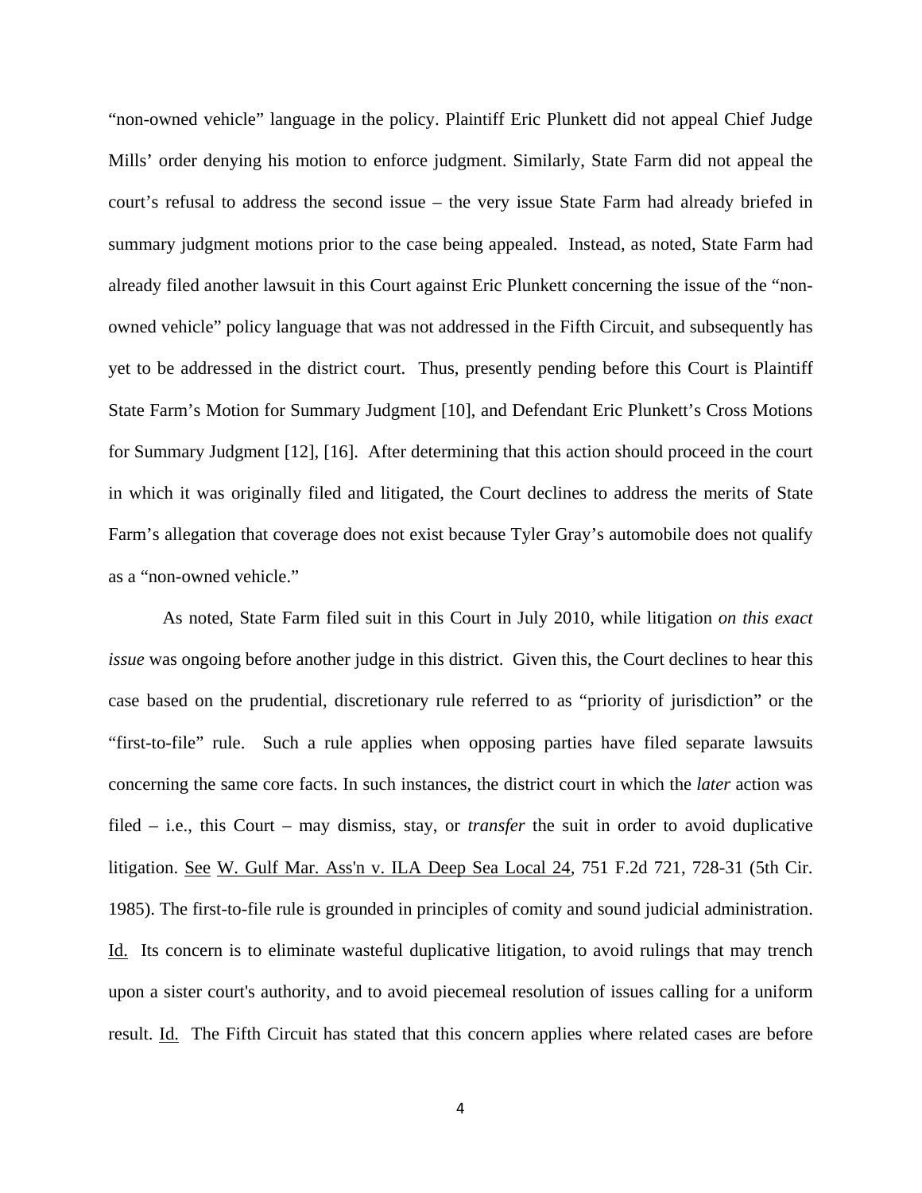"non-owned vehicle" language in the policy. Plaintiff Eric Plunkett did not appeal Chief Judge Mills' order denying his motion to enforce judgment. Similarly, State Farm did not appeal the court's refusal to address the second issue – the very issue State Farm had already briefed in summary judgment motions prior to the case being appealed. Instead, as noted, State Farm had already filed another lawsuit in this Court against Eric Plunkett concerning the issue of the "non-owned vehicle" policy language that was not addressed in the Fifth Circuit, and subsequently has yet to be addressed in the district court. Thus, presently pending before this Court is Plaintiff State Farm's Motion for Summary Judgment [10], and Defendant Eric Plunkett's Cross Motions for Summary Judgment [12], [16]. After determining that this action should proceed in the court in which it was originally filed and litigated, the Court declines to address the merits of State Farm's allegation that coverage does not exist because Tyler Gray's automobile does not qualify as a "non-owned vehicle."

As noted, State Farm filed suit in this Court in July 2010, while litigation *on this exact issue* was ongoing before another judge in this district. Given this, the Court declines to hear this case based on the prudential, discretionary rule referred to as "priority of jurisdiction" or the "first-to-file" rule. Such a rule applies when opposing parties have filed separate lawsuits concerning the same core facts. In such instances, the district court in which the *later* action was filed – i.e., this Court – may dismiss, stay, or *transfer* the suit in order to avoid duplicative litigation. See W. Gulf Mar. Ass'n v. ILA Deep Sea Local 24, 751 F.2d 721, 728-31 (5th Cir. 1985). The first-to-file rule is grounded in principles of comity and sound judicial administration. Id. Its concern is to eliminate wasteful duplicative litigation, to avoid rulings that may trench upon a sister court's authority, and to avoid piecemeal resolution of issues calling for a uniform result. Id. The Fifth Circuit has stated that this concern applies where related cases are before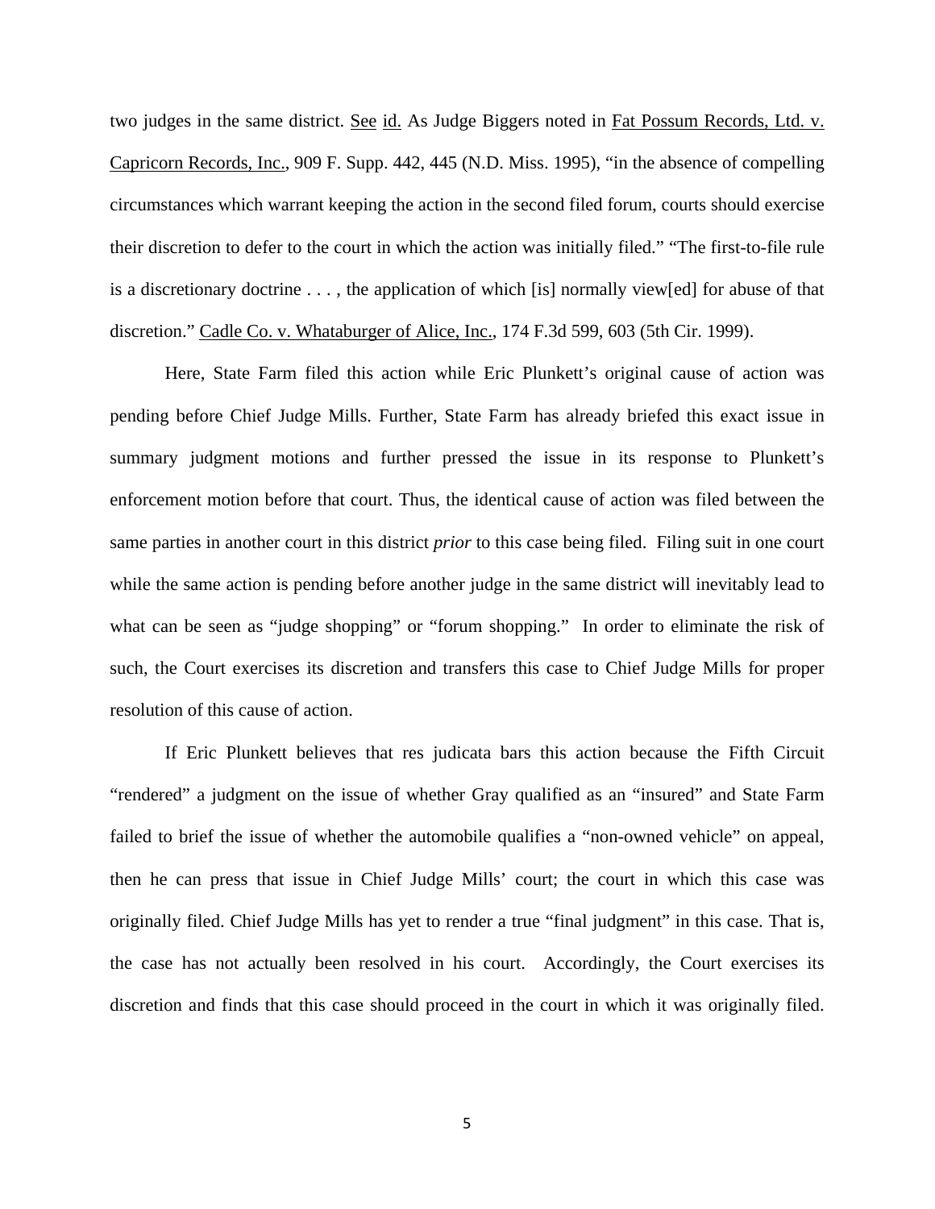two judges in the same district. <u>See</u> <u>id.</u> As Judge Biggers noted in <u>Fat Possum Records, Ltd. v. Capricorn Records, Inc.</u>, 909 F. Supp. 442, 445 (N.D. Miss. 1995), "in the absence of compelling circumstances which warrant keeping the action in the second filed forum, courts should exercise their discretion to defer to the court in which the action was initially filed." "The first-to-file rule is a discretionary doctrine . . . , the application of which [is] normally view[ed] for abuse of that discretion." <u>Cadle Co. v. Whataburger of Alice, Inc.</u>, 174 F.3d 599, 603 (5th Cir. 1999).

Here, State Farm filed this action while Eric Plunkett's original cause of action was pending before Chief Judge Mills. Further, State Farm has already briefed this exact issue in summary judgment motions and further pressed the issue in its response to Plunkett's enforcement motion before that court. Thus, the identical cause of action was filed between the same parties in another court in this district *prior* to this case being filed. Filing suit in one court while the same action is pending before another judge in the same district will inevitably lead to what can be seen as "judge shopping" or "forum shopping." In order to eliminate the risk of such, the Court exercises its discretion and transfers this case to Chief Judge Mills for proper resolution of this cause of action.

If Eric Plunkett believes that res judicata bars this action because the Fifth Circuit "rendered" a judgment on the issue of whether Gray qualified as an "insured" and State Farm failed to brief the issue of whether the automobile qualifies a "non-owned vehicle" on appeal, then he can press that issue in Chief Judge Mills' court; the court in which this case was originally filed. Chief Judge Mills has yet to render a true "final judgment" in this case. That is, the case has not actually been resolved in his court. Accordingly, the Court exercises its discretion and finds that this case should proceed in the court in which it was originally filed.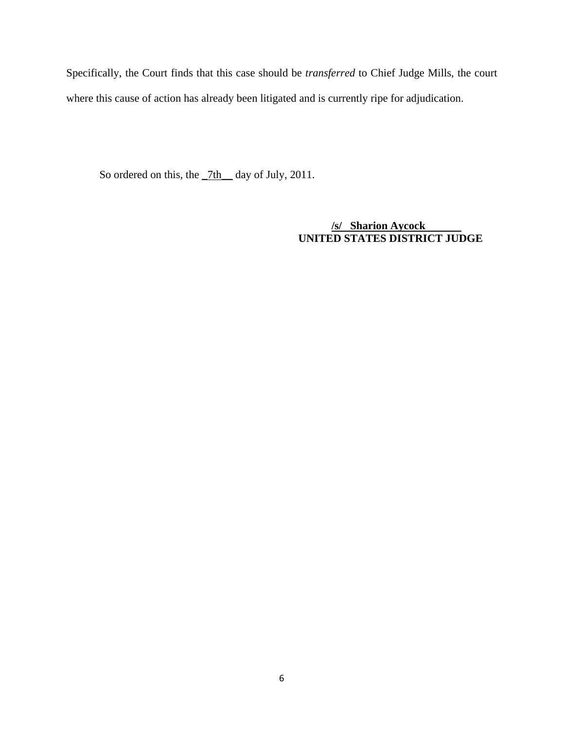Specifically, the Court finds that this case should be *transferred* to Chief Judge Mills, the court where this cause of action has already been litigated and is currently ripe for adjudication.

So ordered on this, the _7th__ day of July, 2011.

**/s/ Sharion Aycock**
**UNITED STATES DISTRICT JUDGE**